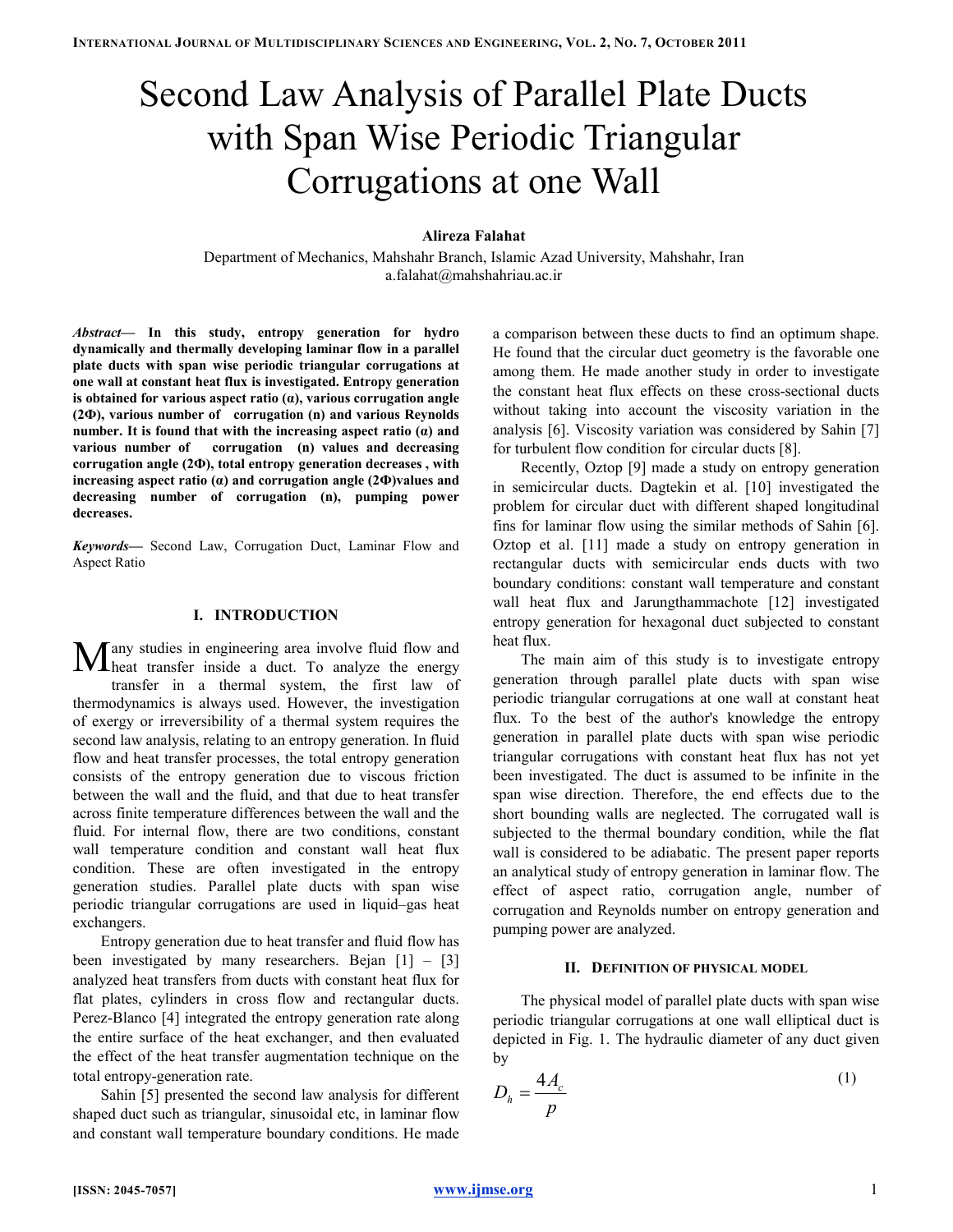# Second Law Analysis of Parallel Plate Ducts with Span Wise Periodic Triangular Corrugations at one Wall

**Alireza Falahat**

Department of Mechanics, Mahshahr Branch, Islamic Azad University, Mahshahr, Iran
a.falahat@mahshahriau.ac.ir

***Abstract*— In this study, entropy generation for hydro dynamically and thermally developing laminar flow in a parallel plate ducts with span wise periodic triangular corrugations at one wall at constant heat flux is investigated. Entropy generation is obtained for various aspect ratio (α), various corrugation angle (2Φ), various number of corrugation (n) and various Reynolds number. It is found that with the increasing aspect ratio (α) and various number of corrugation (n) values and decreasing corrugation angle (2Φ), total entropy generation decreases , with increasing aspect ratio (α) and corrugation angle (2Φ)values and decreasing number of corrugation (n), pumping power decreases.**

***Keywords*—** Second Law, Corrugation Duct, Laminar Flow and Aspect Ratio

## I. INTRODUCTION

Many studies in engineering area involve fluid flow and heat transfer inside a duct. To analyze the energy transfer in a thermal system, the first law of thermodynamics is always used. However, the investigation of exergy or irreversibility of a thermal system requires the second law analysis, relating to an entropy generation. In fluid flow and heat transfer processes, the total entropy generation consists of the entropy generation due to viscous friction between the wall and the fluid, and that due to heat transfer across finite temperature differences between the wall and the fluid. For internal flow, there are two conditions, constant wall temperature condition and constant wall heat flux condition. These are often investigated in the entropy generation studies. Parallel plate ducts with span wise periodic triangular corrugations are used in liquid–gas heat exchangers.

Entropy generation due to heat transfer and fluid flow has been investigated by many researchers. Bejan [1] – [3] analyzed heat transfers from ducts with constant heat flux for flat plates, cylinders in cross flow and rectangular ducts. Perez-Blanco [4] integrated the entropy generation rate along the entire surface of the heat exchanger, and then evaluated the effect of the heat transfer augmentation technique on the total entropy-generation rate.

Sahin [5] presented the second law analysis for different shaped duct such as triangular, sinusoidal etc, in laminar flow and constant wall temperature boundary conditions. He made a comparison between these ducts to find an optimum shape. He found that the circular duct geometry is the favorable one among them. He made another study in order to investigate the constant heat flux effects on these cross-sectional ducts without taking into account the viscosity variation in the analysis [6]. Viscosity variation was considered by Sahin [7] for turbulent flow condition for circular ducts [8].

Recently, Oztop [9] made a study on entropy generation in semicircular ducts. Dagtekin et al. [10] investigated the problem for circular duct with different shaped longitudinal fins for laminar flow using the similar methods of Sahin [6]. Oztop et al. [11] made a study on entropy generation in rectangular ducts with semicircular ends ducts with two boundary conditions: constant wall temperature and constant wall heat flux and Jarungthammachote [12] investigated entropy generation for hexagonal duct subjected to constant heat flux.

The main aim of this study is to investigate entropy generation through parallel plate ducts with span wise periodic triangular corrugations at one wall at constant heat flux. To the best of the author's knowledge the entropy generation in parallel plate ducts with span wise periodic triangular corrugations with constant heat flux has not yet been investigated. The duct is assumed to be infinite in the span wise direction. Therefore, the end effects due to the short bounding walls are neglected. The corrugated wall is subjected to the thermal boundary condition, while the flat wall is considered to be adiabatic. The present paper reports an analytical study of entropy generation in laminar flow. The effect of aspect ratio, corrugation angle, number of corrugation and Reynolds number on entropy generation and pumping power are analyzed.

## II. DEFINITION OF PHYSICAL MODEL

The physical model of parallel plate ducts with span wise periodic triangular corrugations at one wall elliptical duct is depicted in Fig. 1. The hydraulic diameter of any duct given by

$$D_h = \frac{4A_c}{p} \tag{1}$$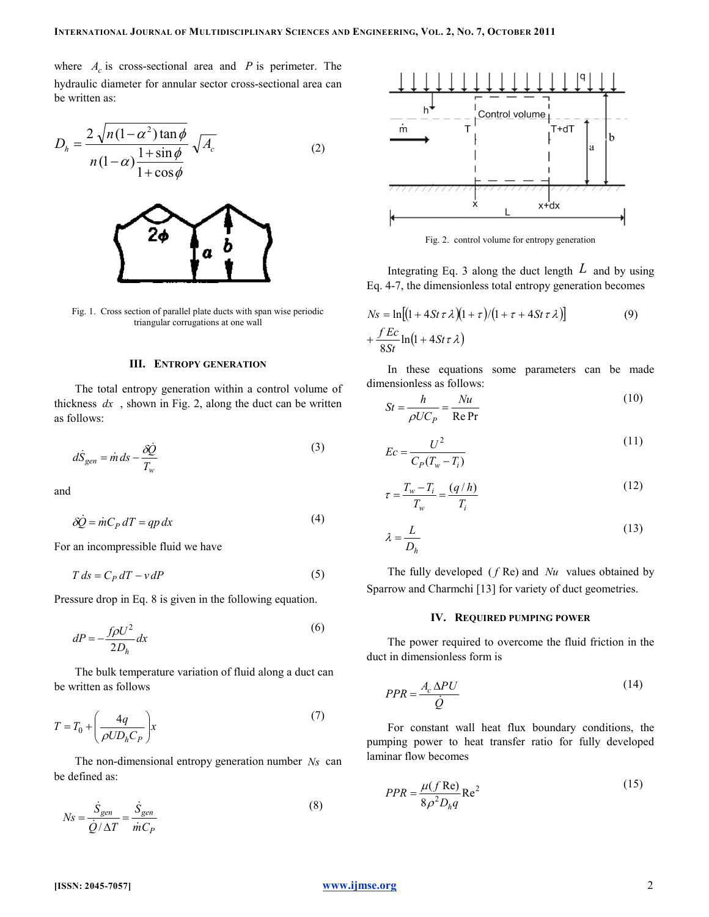where $A_c$ is cross-sectional area and $P$ is perimeter. The hydraulic diameter for annular sector cross-sectional area can be written as:

$$D_h = \frac{2\sqrt{n(1-\alpha^2)\tan\phi}}{n(1-\alpha)\dfrac{1+\sin\phi}{1+\cos\phi}}\sqrt{A_c} \tag{2}$$

Fig. 1. Cross section of parallel plate ducts with span wise periodic triangular corrugations at one wall

## III. Entropy Generation

The total entropy generation within a control volume of thickness $dx$ , shown in Fig. 2, along the duct can be written as follows:

$$d\dot{S}_{gen} = \dot{m}\,ds - \frac{\delta\dot{Q}}{T_w} \tag{3}$$

and

$$\delta\dot{Q} = \dot{m}C_P\,dT = qp\,dx \tag{4}$$

For an incompressible fluid we have

$$T\,ds = C_P\,dT - v\,dP \tag{5}$$

Pressure drop in Eq. 8 is given in the following equation.

$$dP = -\frac{f\rho U^2}{2D_h}dx \tag{6}$$

The bulk temperature variation of fluid along a duct can be written as follows

$$T = T_0 + \left(\frac{4q}{\rho U D_h C_P}\right)x \tag{7}$$

The non-dimensional entropy generation number $Ns$ can be defined as:

$$Ns = \frac{\dot{S}_{gen}}{\dot{Q}/\Delta T} = \frac{\dot{S}_{gen}}{\dot{m}C_P} \tag{8}$$

Fig. 2. control volume for entropy generation

Integrating Eq. 3 along the duct length $L$ and by using Eq. 4-7, the dimensionless total entropy generation becomes

$$Ns = \ln\left[(1+4St\,\tau\,\lambda)(1+\tau)/(1+\tau+4St\,\tau\,\lambda)\right] + \frac{f\,Ec}{8St}\ln(1+4St\,\tau\,\lambda) \tag{9}$$

In these equations some parameters can be made dimensionless as follows:

$$St = \frac{h}{\rho U C_P} = \frac{Nu}{\mathrm{Re}\,\mathrm{Pr}} \tag{10}$$

$$Ec = \frac{U^2}{C_P(T_w - T_i)} \tag{11}$$

$$\tau = \frac{T_w - T_i}{T_w} = \frac{(q/h)}{T_i} \tag{12}$$

$$\lambda = \frac{L}{D_h} \tag{13}$$

The fully developed ($f\,\mathrm{Re}$) and $Nu$ values obtained by Sparrow and Charmchi [13] for variety of duct geometries.

## IV. Required Pumping Power

The power required to overcome the fluid friction in the duct in dimensionless form is

$$PPR = \frac{A_c\,\Delta P U}{\dot{Q}} \tag{14}$$

For constant wall heat flux boundary conditions, the pumping power to heat transfer ratio for fully developed laminar flow becomes

$$PPR = \frac{\mu(f\,\mathrm{Re})}{8\rho^2 D_h q}\mathrm{Re}^2 \tag{15}$$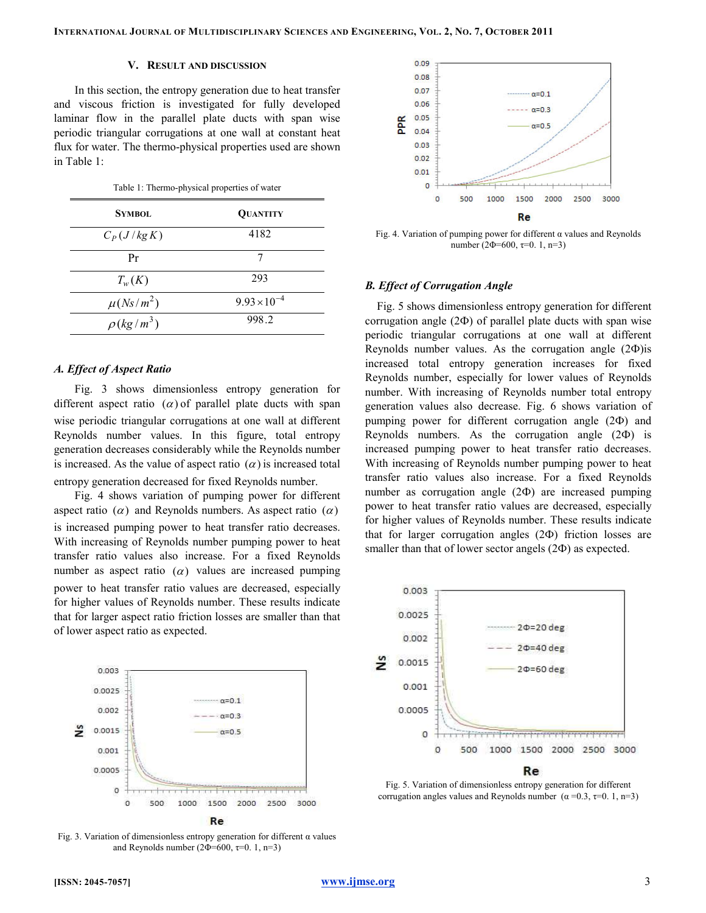## V. Result and Discussion

In this section, the entropy generation due to heat transfer and viscous friction is investigated for fully developed laminar flow in the parallel plate ducts with span wise periodic triangular corrugations at one wall at constant heat flux for water. The thermo-physical properties used are shown in Table 1:

Table 1: Thermo-physical properties of water

| Symbol | Quantity |
|---|---|
| $C_P\,(J/kg\,K)$ | 4182 |
| Pr | 7 |
| $T_w(K)$ | 293 |
| $\mu(Ns/m^2)$ | $9.93\times10^{-4}$ |
| $\rho(kg/m^3)$ | 998.2 |

### A. Effect of Aspect Ratio

Fig. 3 shows dimensionless entropy generation for different aspect ratio $(\alpha)$ of parallel plate ducts with span wise periodic triangular corrugations at one wall at different Reynolds number values. In this figure, total entropy generation decreases considerably while the Reynolds number is increased. As the value of aspect ratio $(\alpha)$ is increased total entropy generation decreased for fixed Reynolds number.

Fig. 4 shows variation of pumping power for different aspect ratio $(\alpha)$ and Reynolds numbers. As aspect ratio $(\alpha)$ is increased pumping power to heat transfer ratio decreases. With increasing of Reynolds number pumping power to heat transfer ratio values also increase. For a fixed Reynolds number as aspect ratio $(\alpha)$ values are increased pumping power to heat transfer ratio values are decreased, especially for higher values of Reynolds number. These results indicate that for larger aspect ratio friction losses are smaller than that of lower aspect ratio as expected.

Fig. 3. Variation of dimensionless entropy generation for different α values and Reynolds number (2Φ=600, τ=0. 1, n=3)

Fig. 4. Variation of pumping power for different α values and Reynolds number (2Φ=600, τ=0. 1, n=3)

### B. Effect of Corrugation Angle

Fig. 5 shows dimensionless entropy generation for different corrugation angle (2Φ) of parallel plate ducts with span wise periodic triangular corrugations at one wall at different Reynolds number values. As the corrugation angle (2Φ)is increased total entropy generation increases for fixed Reynolds number, especially for lower values of Reynolds number. With increasing of Reynolds number total entropy generation values also decrease. Fig. 6 shows variation of pumping power for different corrugation angle (2Φ) and Reynolds numbers. As the corrugation angle (2Φ) is increased pumping power to heat transfer ratio decreases. With increasing of Reynolds number pumping power to heat transfer ratio values also increase. For a fixed Reynolds number as corrugation angle (2Φ) are increased pumping power to heat transfer ratio values are decreased, especially for higher values of Reynolds number. These results indicate that for larger corrugation angles (2Φ) friction losses are smaller than that of lower sector angels (2Φ) as expected.

Fig. 5. Variation of dimensionless entropy generation for different corrugation angles values and Reynolds number (α =0.3, τ=0. 1, n=3)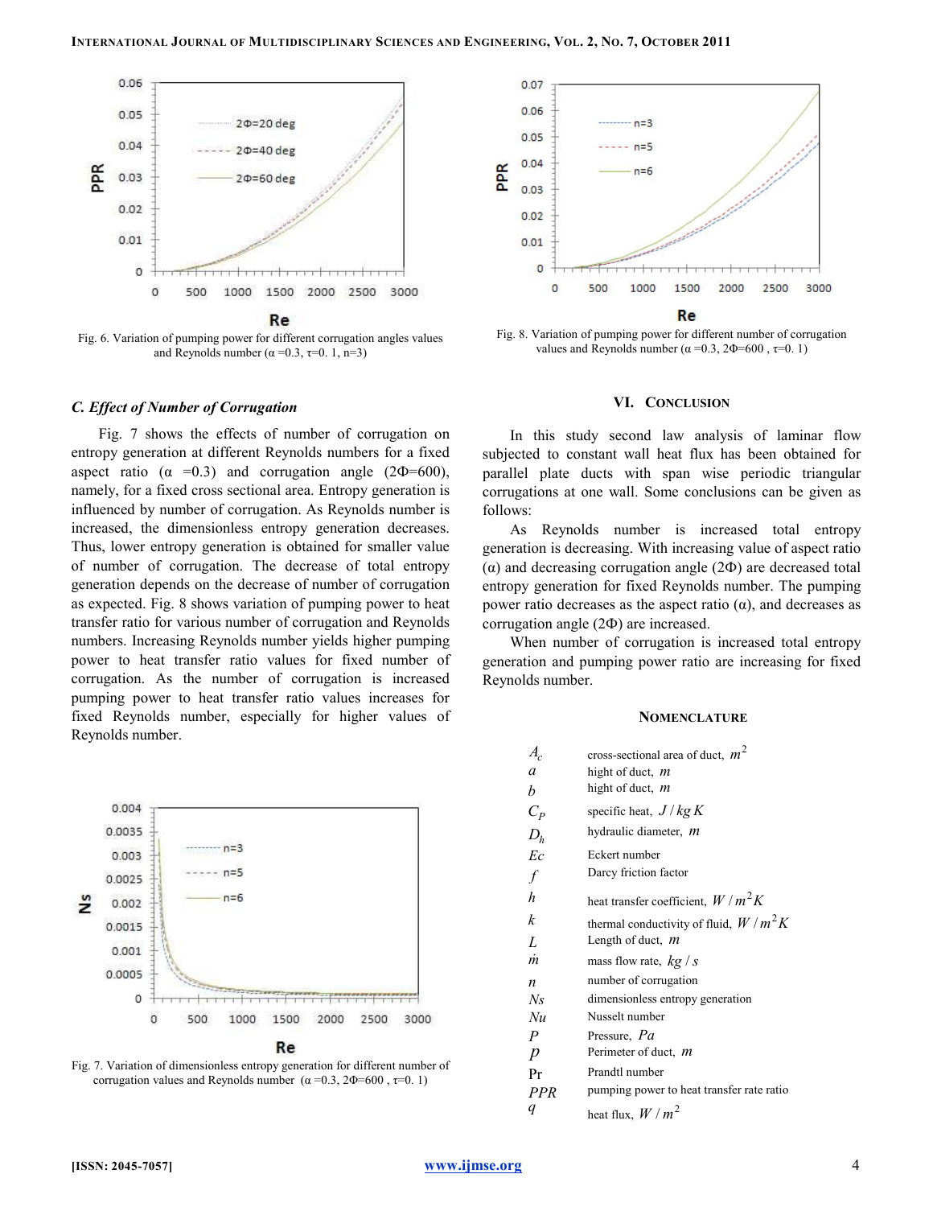Fig. 6. Variation of pumping power for different corrugation angles values and Reynolds number (α =0.3, τ=0. 1, n=3)

Fig. 8. Variation of pumping power for different number of corrugation values and Reynolds number (α =0.3, 2Φ=600 , τ=0. 1)

### C. Effect of Number of Corrugation

Fig. 7 shows the effects of number of corrugation on entropy generation at different Reynolds numbers for a fixed aspect ratio (α =0.3) and corrugation angle (2Φ=600), namely, for a fixed cross sectional area. Entropy generation is influenced by number of corrugation. As Reynolds number is increased, the dimensionless entropy generation decreases. Thus, lower entropy generation is obtained for smaller value of number of corrugation. The decrease of total entropy generation depends on the decrease of number of corrugation as expected. Fig. 8 shows variation of pumping power to heat transfer ratio for various number of corrugation and Reynolds numbers. Increasing Reynolds number yields higher pumping power to heat transfer ratio values for fixed number of corrugation. As the number of corrugation is increased pumping power to heat transfer ratio values increases for fixed Reynolds number, especially for higher values of Reynolds number.

Fig. 7. Variation of dimensionless entropy generation for different number of corrugation values and Reynolds number (α =0.3, 2Φ=600 , τ=0. 1)

## VI. Conclusion

In this study second law analysis of laminar flow subjected to constant wall heat flux has been obtained for parallel plate ducts with span wise periodic triangular corrugations at one wall. Some conclusions can be given as follows:

As Reynolds number is increased total entropy generation is decreasing. With increasing value of aspect ratio (α) and decreasing corrugation angle (2Φ) are decreased total entropy generation for fixed Reynolds number. The pumping power ratio decreases as the aspect ratio (α), and decreases as corrugation angle (2Φ) are increased.

When number of corrugation is increased total entropy generation and pumping power ratio are increasing for fixed Reynolds number.

## Nomenclature

| | |
|---|---|
| $A_c$ | cross-sectional area of duct, $m^2$ |
| $a$ | hight of duct, $m$ |
| $b$ | hight of duct, $m$ |
| $C_P$ | specific heat, $J/kg\,K$ |
| $D_h$ | hydraulic diameter, $m$ |
| $Ec$ | Eckert number |
| $f$ | Darcy friction factor |
| $h$ | heat transfer coefficient, $W/m^2K$ |
| $k$ | thermal conductivity of fluid, $W/m^2K$ |
| $L$ | Length of duct, $m$ |
| $\dot{m}$ | mass flow rate, $kg/s$ |
| $n$ | number of corrugation |
| $Ns$ | dimensionless entropy generation |
| $Nu$ | Nusselt number |
| $P$ | Pressure, $Pa$ |
| $p$ | Perimeter of duct, $m$ |
| $\Pr$ | Prandtl number |
| $PPR$ | pumping power to heat transfer rate ratio |
| $q$ | heat flux, $W/m^2$ |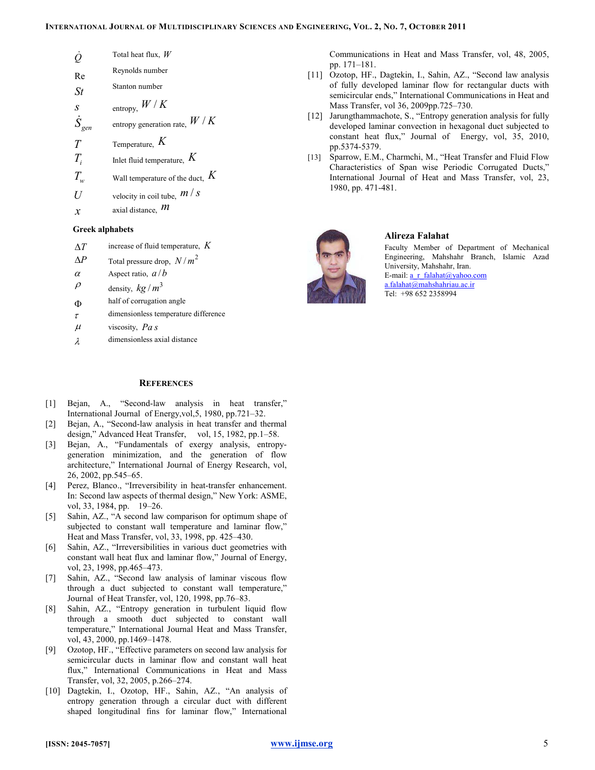| | |
|---|---|
| $\dot{Q}$ | Total heat flux, $W$ |
| Re | Reynolds number |
| $St$ | Stanton number |
| $s$ | entropy, $W/K$ |
| $\dot{S}_{gen}$ | entropy generation rate, $W/K$ |
| $T$ | Temperature, $K$ |
| $T_i$ | Inlet fluid temperature, $K$ |
| $T_w$ | Wall temperature of the duct, $K$ |
| $U$ | velocity in coil tube, $m/s$ |
| $x$ | axial distance, $m$ |

**Greek alphabets**

| | |
|---|---|
| $\Delta T$ | increase of fluid temperature, $K$ |
| $\Delta P$ | Total pressure drop, $N/m^2$ |
| $\alpha$ | Aspect ratio, $a/b$ |
| $\rho$ | density, $kg/m^3$ |
| $\Phi$ | half of corrugation angle |
| $\tau$ | dimensionless temperature difference |
| $\mu$ | viscosity, $Pa\,s$ |
| $\lambda$ | dimensionless axial distance |

## References

[1] Bejan, A., "Second-law analysis in heat transfer," International Journal of Energy,vol,5, 1980, pp.721–32.

[2] Bejan, A., "Second-law analysis in heat transfer and thermal design," Advanced Heat Transfer, vol, 15, 1982, pp.1–58.

[3] Bejan, A., "Fundamentals of exergy analysis, entropy-generation minimization, and the generation of flow architecture," International Journal of Energy Research, vol, 26, 2002, pp.545–65.

[4] Perez, Blanco., "Irreversibility in heat-transfer enhancement. In: Second law aspects of thermal design," New York: ASME, vol, 33, 1984, pp. 19–26.

[5] Sahin, AZ., "A second law comparison for optimum shape of subjected to constant wall temperature and laminar flow," Heat and Mass Transfer, vol, 33, 1998, pp. 425–430.

[6] Sahin, AZ., "Irreversibilities in various duct geometries with constant wall heat flux and laminar flow," Journal of Energy, vol, 23, 1998, pp.465–473.

[7] Sahin, AZ., "Second law analysis of laminar viscous flow through a duct subjected to constant wall temperature," Journal of Heat Transfer, vol, 120, 1998, pp.76–83.

[8] Sahin, AZ., "Entropy generation in turbulent liquid flow through a smooth duct subjected to constant wall temperature," International Journal Heat and Mass Transfer, vol, 43, 2000, pp.1469–1478.

[9] Ozotop, HF., "Effective parameters on second law analysis for semicircular ducts in laminar flow and constant wall heat flux," International Communications in Heat and Mass Transfer, vol, 32, 2005, p.266–274.

[10] Dagtekin, I., Ozotop, HF., Sahin, AZ., "An analysis of entropy generation through a circular duct with different shaped longitudinal fins for laminar flow," International Communications in Heat and Mass Transfer, vol, 48, 2005, pp. 171–181.

[11] Ozotop, HF., Dagtekin, I., Sahin, AZ., "Second law analysis of fully developed laminar flow for rectangular ducts with semicircular ends," International Communications in Heat and Mass Transfer, vol 36, 2009pp.725–730.

[12] Jarungthammachote, S., "Entropy generation analysis for fully developed laminar convection in hexagonal duct subjected to constant heat flux," Journal of Energy, vol, 35, 2010, pp.5374-5379.

[13] Sparrow, E.M., Charmchi, M., "Heat Transfer and Fluid Flow Characteristics of Span wise Periodic Corrugated Ducts," International Journal of Heat and Mass Transfer, vol, 23, 1980, pp. 471-481.

**Alireza Falahat**

Faculty Member of Department of Mechanical Engineering, Mahshahr Branch, Islamic Azad University, Mahshahr, Iran.
E-mail: a_r_falahat@yahoo.com
a.falahat@mahshahriau.ac.ir
Tel: +98 652 2358994